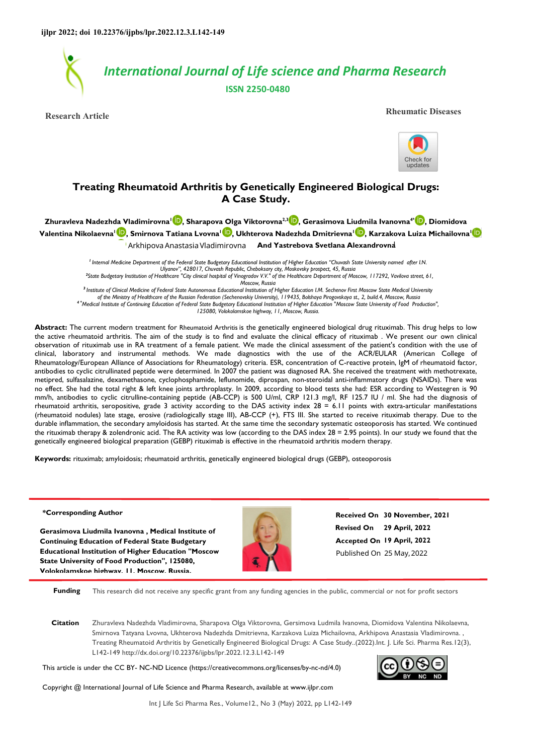ijlpr 2022; doi 10.22376/ijpbs/lpr.2022.12.3.L142-149

# International Journal of Life science and Pharma Research

ISSN 2250-0480

Research Article

Rheumatic Diseases

## Treating Rheumatoid Arthritis by Genetically Engineered Biological Drugs: A Case Study.

**Zhuravleva Nadezhda Vladimirovna[1], Sharapova Olga Viktorovna[2,3], Gerasimova Liudmila Ivanovna[4*], Diomidova Valentina Nikolaevna[1], Smirnova Tatiana Lvovna[1], Ukhterova Nadezhda Dmitrievna[1], Karzakova Luiza Michailovna[1]** [1]Arkhipova Anastasia Vladimirovna **And Yastrebova Svetlana Alexandrovna**

*[1] Internal Medicine Department of the Federal State Budgetary Educational Institution of Higher Education "Chuvash State University named after I.N. Ulyanov", 428017, Chuvash Republic, Cheboksary city, Moskovsky prospect, 45, Russia*

*[2]State Budgetary Institution of Healthcare "City clinical hospital of Vinogradov V.V." of the Healthcare Department of Moscow, 117292, Vavilova street, 61, Moscow, Russia*

*[3] Institute of Clinical Medicine of Federal State Autonomous Educational Institution of Higher Education I.M. Sechenov First Moscow State Medical University of the Ministry of Healthcare of the Russian Federation (Sechenovskiy University), 119435, Bolshaya Pirogovskaya st., 2, build.4, Moscow, Russia*

*[4*]Medical Institute of Continuing Education of Federal State Budgetary Educational Institution of Higher Education "Moscow State University of Food Production", 125080, Volokolamskoe highway, 11, Moscow, Russia.*

**Abstract:** The current modern treatment for Rheumatoid Arthritis is the genetically engineered biological drug rituximab. This drug helps to low the active rheumatoid arthritis. The aim of the study is to find and evaluate the clinical efficacy of rituximab . We present our own clinical observation of rituximab use in RA treatment of a female patient. We made the clinical assessment of the patient's condition with the use of clinical, laboratory and instrumental methods. We made diagnostics with the use of the ACR/EULAR (American College of Rheumatology/European Alliance of Associations for Rheumatology) criteria. ESR, concentration of C-reactive protein, IgM of rheumatoid factor, antibodies to cyclic citrullinated peptide were determined. In 2007 the patient was diagnosed RA. She received the treatment with methotrexate, metipred, sulfasalazine, dexamethasone, cyclophosphamide, leflunomide, diprospan, non-steroidal anti-inflammatory drugs (NSAIDs). There was no effect. She had the total right & left knee joints arthroplasty. In 2009, according to blood tests she had: ESR according to Westegren is 90 mm/h, antibodies to cyclic citrulline-containing peptide (AB-CCP) is 500 U/ml, CRP 121.3 mg/l, RF 125.7 IU / ml. She had the diagnosis of rheumatoid arthritis, seropositive, grade 3 activity according to the DAS activity index 28 = 6.11 points with extra-articular manifestations (rheumatoid nodules) late stage, erosive (radiologically stage III), AB-CCP (+), FTS III. She started to receive rituximab therapy. Due to the durable inflammation, the secondary amyloidosis has started. At the same time the secondary systematic osteoporosis has started. We continued the rituximab therapy & zolendronic acid. The RA activity was low (according to the DAS index 28 = 2.95 points). In our study we found that the genetically engineered biological preparation (GEBP) rituximab is effective in the rheumatoid arthritis modern therapy.

**Keywords:** rituximab; amyloidosis; rheumatoid arthritis, genetically engineered biological drugs (GEBP), osteoporosis

**\*Corresponding Author**

**Gerasimova Liudmila Ivanovna , Medical Institute of Continuing Education of Federal State Budgetary Educational Institution of Higher Education "Moscow State University of Food Production", 125080, Volokolamskoe highway, 11, Moscow, Russia.**

**Received On** 30 November, 2021
**Revised On** 29 April, 2022
**Accepted On** 19 April, 2022
Published On 25 May, 2022

**Funding** This research did not receive any specific grant from any funding agencies in the public, commercial or not for profit sectors

**Citation** Zhuravleva Nadezhda Vladimirovna, Sharapova Olga Viktorovna, Gersimova Ludmila Ivanovna, Diomidova Valentina Nikolaevna, Smirnova Tatyana Lvovna, Ukhterova Nadezhda Dmitrievna, Karzakova Luiza Michailovna, Arkhipova Anastasia Vladimirovna. , Treating Rheumatoid Arthritis by Genetically Engineered Biological Drugs: A Case Study..(2022).Int. J. Life Sci. Pharma Res.12(3), L142-149 http://dx.doi.org/10.22376/ijpbs/lpr.2022.12.3.L142-149

This article is under the CC BY- NC-ND Licence (https://creativecommons.org/licenses/by-nc-nd/4.0)

Copyright @ International Journal of Life Science and Pharma Research, available at www.ijlpr.com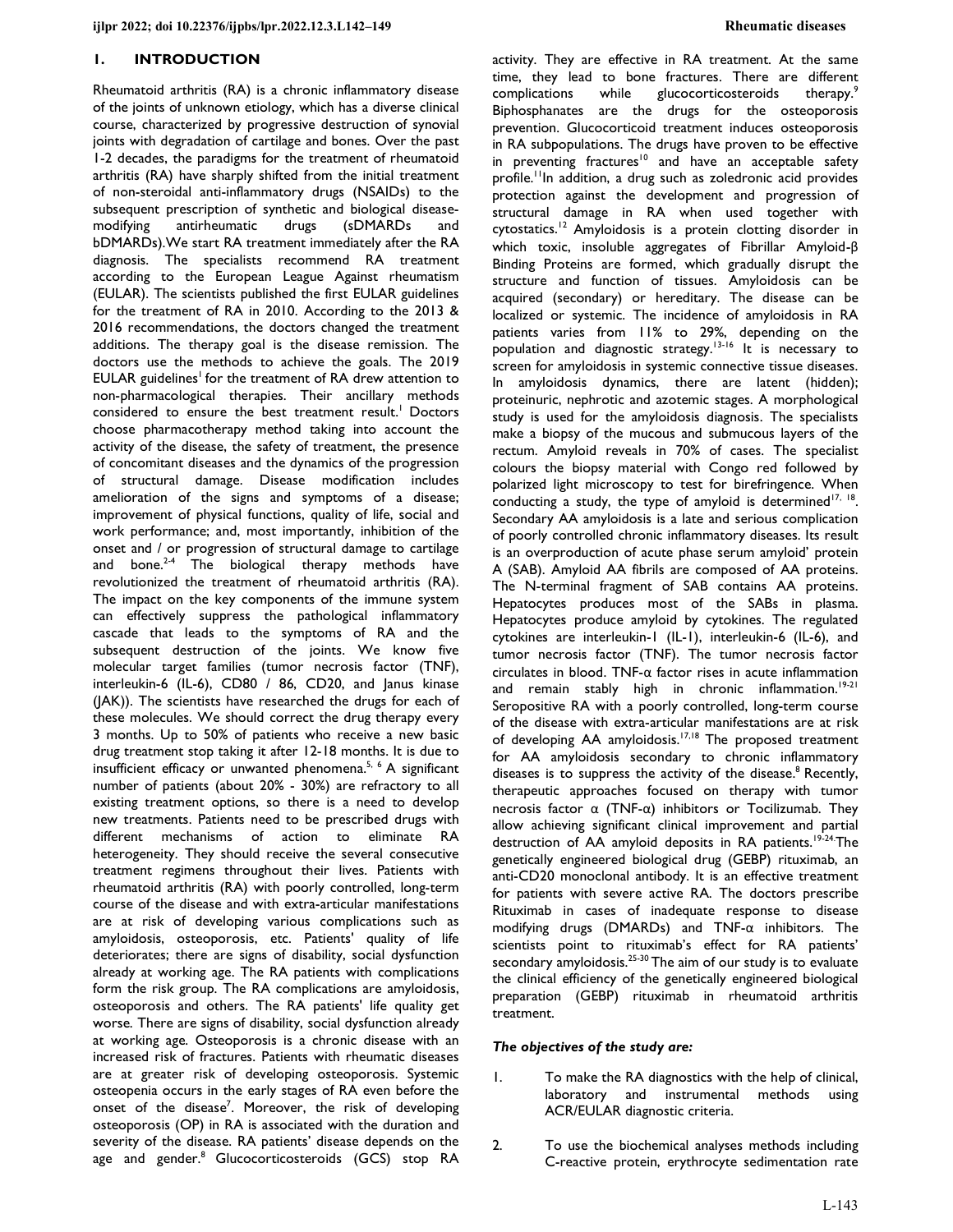## 1. INTRODUCTION

Rheumatoid arthritis (RA) is a chronic inflammatory disease of the joints of unknown etiology, which has a diverse clinical course, characterized by progressive destruction of synovial joints with degradation of cartilage and bones. Over the past 1-2 decades, the paradigms for the treatment of rheumatoid arthritis (RA) have sharply shifted from the initial treatment of non-steroidal anti-inflammatory drugs (NSAIDs) to the subsequent prescription of synthetic and biological disease-modifying antirheumatic drugs (sDMARDs and bDMARDs).We start RA treatment immediately after the RA diagnosis. The specialists recommend RA treatment according to the European League Against rheumatism (EULAR). The scientists published the first EULAR guidelines for the treatment of RA in 2010. According to the 2013 & 2016 recommendations, the doctors changed the treatment additions. The therapy goal is the disease remission. The doctors use the methods to achieve the goals. The 2019 EULAR guidelines[1] for the treatment of RA drew attention to non-pharmacological therapies. Their ancillary methods considered to ensure the best treatment result.[1] Doctors choose pharmacotherapy method taking into account the activity of the disease, the safety of treatment, the presence of concomitant diseases and the dynamics of the progression of structural damage. Disease modification includes amelioration of the signs and symptoms of a disease; improvement of physical functions, quality of life, social and work performance; and, most importantly, inhibition of the onset and / or progression of structural damage to cartilage and bone.[2-4] The biological therapy methods have revolutionized the treatment of rheumatoid arthritis (RA). The impact on the key components of the immune system can effectively suppress the pathological inflammatory cascade that leads to the symptoms of RA and the subsequent destruction of the joints. We know five molecular target families (tumor necrosis factor (TNF), interleukin-6 (IL-6), CD80 / 86, CD20, and Janus kinase (JAK)). The scientists have researched the drugs for each of these molecules. We should correct the drug therapy every 3 months. Up to 50% of patients who receive a new basic drug treatment stop taking it after 12-18 months. It is due to insufficient efficacy or unwanted phenomena.[5, 6] A significant number of patients (about 20% - 30%) are refractory to all existing treatment options, so there is a need to develop new treatments. Patients need to be prescribed drugs with different mechanisms of action to eliminate RA heterogeneity. They should receive the several consecutive treatment regimens throughout their lives. Patients with rheumatoid arthritis (RA) with poorly controlled, long-term course of the disease and with extra-articular manifestations are at risk of developing various complications such as amyloidosis, osteoporosis, etc. Patients' quality of life deteriorates; there are signs of disability, social dysfunction already at working age. The RA patients with complications form the risk group. The RA complications are amyloidosis, osteoporosis and others. The RA patients' life quality get worse. There are signs of disability, social dysfunction already at working age. Osteoporosis is a chronic disease with an increased risk of fractures. Patients with rheumatic diseases are at greater risk of developing osteoporosis. Systemic osteopenia occurs in the early stages of RA even before the onset of the disease[7]. Moreover, the risk of developing osteoporosis (OP) in RA is associated with the duration and severity of the disease. RA patients' disease depends on the age and gender.[8] Glucocorticosteroids (GCS) stop RA activity. They are effective in RA treatment. At the same time, they lead to bone fractures. There are different complications while glucocorticosteroids therapy.[9] Biphosphanates are the drugs for the osteoporosis prevention. Glucocorticoid treatment induces osteoporosis in RA subpopulations. The drugs have proven to be effective in preventing fractures[10] and have an acceptable safety profile.[11]In addition, a drug such as zoledronic acid provides protection against the development and progression of structural damage in RA when used together with cytostatics.[12] Amyloidosis is a protein clotting disorder in which toxic, insoluble aggregates of Fibrillar Amyloid-β Binding Proteins are formed, which gradually disrupt the structure and function of tissues. Amyloidosis can be acquired (secondary) or hereditary. The disease can be localized or systemic. The incidence of amyloidosis in RA patients varies from 11% to 29%, depending on the population and diagnostic strategy.[13-16] It is necessary to screen for amyloidosis in systemic connective tissue diseases. In amyloidosis dynamics, there are latent (hidden); proteinuric, nephrotic and azotemic stages. A morphological study is used for the amyloidosis diagnosis. The specialists make a biopsy of the mucous and submucous layers of the rectum. Amyloid reveals in 70% of cases. The specialist colours the biopsy material with Congo red followed by polarized light microscopy to test for birefringence. When conducting a study, the type of amyloid is determined[17, 18]. Secondary AA amyloidosis is a late and serious complication of poorly controlled chronic inflammatory diseases. Its result is an overproduction of acute phase serum amyloid' protein A (SAB). Amyloid AA fibrils are composed of AA proteins. The N-terminal fragment of SAB contains AA proteins. Hepatocytes produces most of the SABs in plasma. Hepatocytes produce amyloid by cytokines. The regulated cytokines are interleukin-1 (IL-1), interleukin-6 (IL-6), and tumor necrosis factor (TNF). The tumor necrosis factor circulates in blood. TNF-α factor rises in acute inflammation and remain stably high in chronic inflammation.[19-21] Seropositive RA with a poorly controlled, long-term course of the disease with extra-articular manifestations are at risk of developing AA amyloidosis.[17,18] The proposed treatment for AA amyloidosis secondary to chronic inflammatory diseases is to suppress the activity of the disease.[8] Recently, therapeutic approaches focused on therapy with tumor necrosis factor α (TNF-α) inhibitors or Tocilizumab. They allow achieving significant clinical improvement and partial destruction of AA amyloid deposits in RA patients.[19-24] The genetically engineered biological drug (GEBP) rituximab, an anti-CD20 monoclonal antibody. It is an effective treatment for patients with severe active RA. The doctors prescribe Rituximab in cases of inadequate response to disease modifying drugs (DMARDs) and TNF-α inhibitors. The scientists point to rituximab's effect for RA patients' secondary amyloidosis.[25-30] The aim of our study is to evaluate the clinical efficiency of the genetically engineered biological preparation (GEBP) rituximab in rheumatoid arthritis treatment.

### *The objectives of the study are:*

1. To make the RA diagnostics with the help of clinical, laboratory and instrumental methods using ACR/EULAR diagnostic criteria.
2. To use the biochemical analyses methods including C-reactive protein, erythrocyte sedimentation rate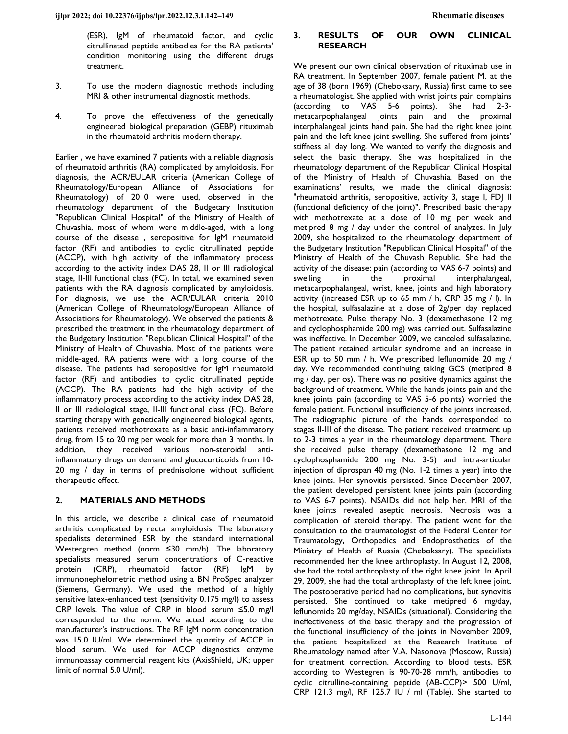(ESR), IgM of rheumatoid factor, and cyclic citrullinated peptide antibodies for the RA patients' condition monitoring using the different drugs treatment.

3. To use the modern diagnostic methods including MRI & other instrumental diagnostic methods.

4. To prove the effectiveness of the genetically engineered biological preparation (GEBP) rituximab in the rheumatoid arthritis modern therapy.

Earlier , we have examined 7 patients with a reliable diagnosis of rheumatoid arthritis (RA) complicated by amyloidosis. For diagnosis, the ACR/EULAR criteria (American College of Rheumatology/European Alliance of Associations for Rheumatology) of 2010 were used, observed in the rheumatology department of the Budgetary Institution "Republican Clinical Hospital" of the Ministry of Health of Chuvashia, most of whom were middle-aged, with a long course of the disease , seropositive for IgM rheumatoid factor (RF) and antibodies to cyclic citrullinated peptide (ACCP), with high activity of the inflammatory process according to the activity index DAS 28, II or III radiological stage, II-III functional class (FC). In total, we examined seven patients with the RA diagnosis complicated by amyloidosis. For diagnosis, we use the ACR/EULAR criteria 2010 (American College of Rheumatology/European Alliance of Associations for Rheumatology). We observed the patients & prescribed the treatment in the rheumatology department of the Budgetary Institution "Republican Clinical Hospital" of the Ministry of Health of Chuvashia. Most of the patients were middle-aged. RA patients were with a long course of the disease. The patients had seropositive for IgM rheumatoid factor (RF) and antibodies to cyclic citrullinated peptide (ACCP). The RA patients had the high activity of the inflammatory process according to the activity index DAS 28, II or III radiological stage, II-III functional class (FC). Before starting therapy with genetically engineered biological agents, patients received methotrexate as a basic anti-inflammatory drug, from 15 to 20 mg per week for more than 3 months. In addition, they received various non-steroidal anti-inflammatory drugs on demand and glucocorticoids from 10-20 mg / day in terms of prednisolone without sufficient therapeutic effect.

## 2. MATERIALS AND METHODS

In this article, we describe a clinical case of rheumatoid arthritis complicated by rectal amyloidosis. The laboratory specialists determined ESR by the standard international Westergren method (norm ≤30 mm/h). The laboratory specialists measured serum concentrations of C-reactive protein (CRP), rheumatoid factor (RF) IgM by immunonephelometric method using a BN ProSpec analyzer (Siemens, Germany). We used the method of a highly sensitive latex-enhanced test (sensitivity 0.175 mg/l) to assess CRP levels. The value of CRP in blood serum ≤5.0 mg/l corresponded to the norm. We acted according to the manufacturer's instructions. The RF IgM norm concentration was 15.0 IU/ml. We determined the quantity of ACCP in blood serum. We used for ACCP diagnostics enzyme immunoassay commercial reagent kits (AxisShield, UK; upper limit of normal 5.0 U/ml).

## 3. RESULTS OF OUR OWN CLINICAL RESEARCH

We present our own clinical observation of rituximab use in RA treatment. In September 2007, female patient M. at the age of 38 (born 1969) (Cheboksary, Russia) first came to see a rheumatologist. She applied with wrist joints pain complains (according to VAS 5-6 points). She had 2-3-metacarpophalangeal joints pain and the proximal interphalangeal joints hand pain. She had the right knee joint pain and the left knee joint swelling. She suffered from joints' stiffness all day long. We wanted to verify the diagnosis and select the basic therapy. She was hospitalized in the rheumatology department of the Republican Clinical Hospital of the Ministry of Health of Chuvashia. Based on the examinations' results, we made the clinical diagnosis: "rheumatoid arthritis, seropositive, activity 3, stage I, FDJ II (functional deficiency of the joint)". Prescribed basic therapy with methotrexate at a dose of 10 mg per week and metipred 8 mg / day under the control of analyzes. In July 2009, she hospitalized to the rheumatology department of the Budgetary Institution "Republican Clinical Hospital" of the Ministry of Health of the Chuvash Republic. She had the activity of the disease: pain (according to VAS 6-7 points) and swelling in the proximal interphalangeal, metacarpophalangeal, wrist, knee, joints and high laboratory activity (increased ESR up to 65 mm / h, CRP 35 mg / l). In the hospital, sulfasalazine at a dose of 2g/per day replaced methotrexate. Pulse therapy No. 3 (dexamethasone 12 mg and cyclophosphamide 200 mg) was carried out. Sulfasalazine was ineffective. In December 2009, we canceled sulfasalazine. The patient retained articular syndrome and an increase in ESR up to 50 mm / h. We prescribed leflunomide 20 mg / day. We recommended continuing taking GCS (metipred 8 mg / day, per os). There was no positive dynamics against the background of treatment. While the hands joints pain and the knee joints pain (according to VAS 5-6 points) worried the female patient. Functional insufficiency of the joints increased. The radiographic picture of the hands corresponded to stages II-III of the disease. The patient received treatment up to 2-3 times a year in the rheumatology department. There she received pulse therapy (dexamethasone 12 mg and cyclophosphamide 200 mg No. 3-5) and intra-articular injection of diprospan 40 mg (No. 1-2 times a year) into the knee joints. Her synovitis persisted. Since December 2007, the patient developed persistent knee joints pain (according to VAS 6-7 points). NSAIDs did not help her. MRI of the knee joints revealed aseptic necrosis. Necrosis was a complication of steroid therapy. The patient went for the consultation to the traumatologist of the Federal Center for Traumatology, Orthopedics and Endoprosthetics of the Ministry of Health of Russia (Cheboksary). The specialists recommended her the knee arthroplasty. In August 12, 2008, she had the total arthroplasty of the right knee joint. In April 29, 2009, she had the total arthroplasty of the left knee joint. The postoperative period had no complications, but synovitis persisted. She continued to take metipred 6 mg/day, leflunomide 20 mg/day, NSAIDs (situational). Considering the ineffectiveness of the basic therapy and the progression of the functional insufficiency of the joints in November 2009, the patient hospitalized at the Research Institute of Rheumatology named after V.A. Nasonova (Moscow, Russia) for treatment correction. According to blood tests, ESR according to Westegren is 90-70-28 mm/h, antibodies to cyclic citrulline-containing peptide (AB-CCP)> 500 U/ml, CRP 121.3 mg/l, RF 125.7 IU / ml (Table). She started to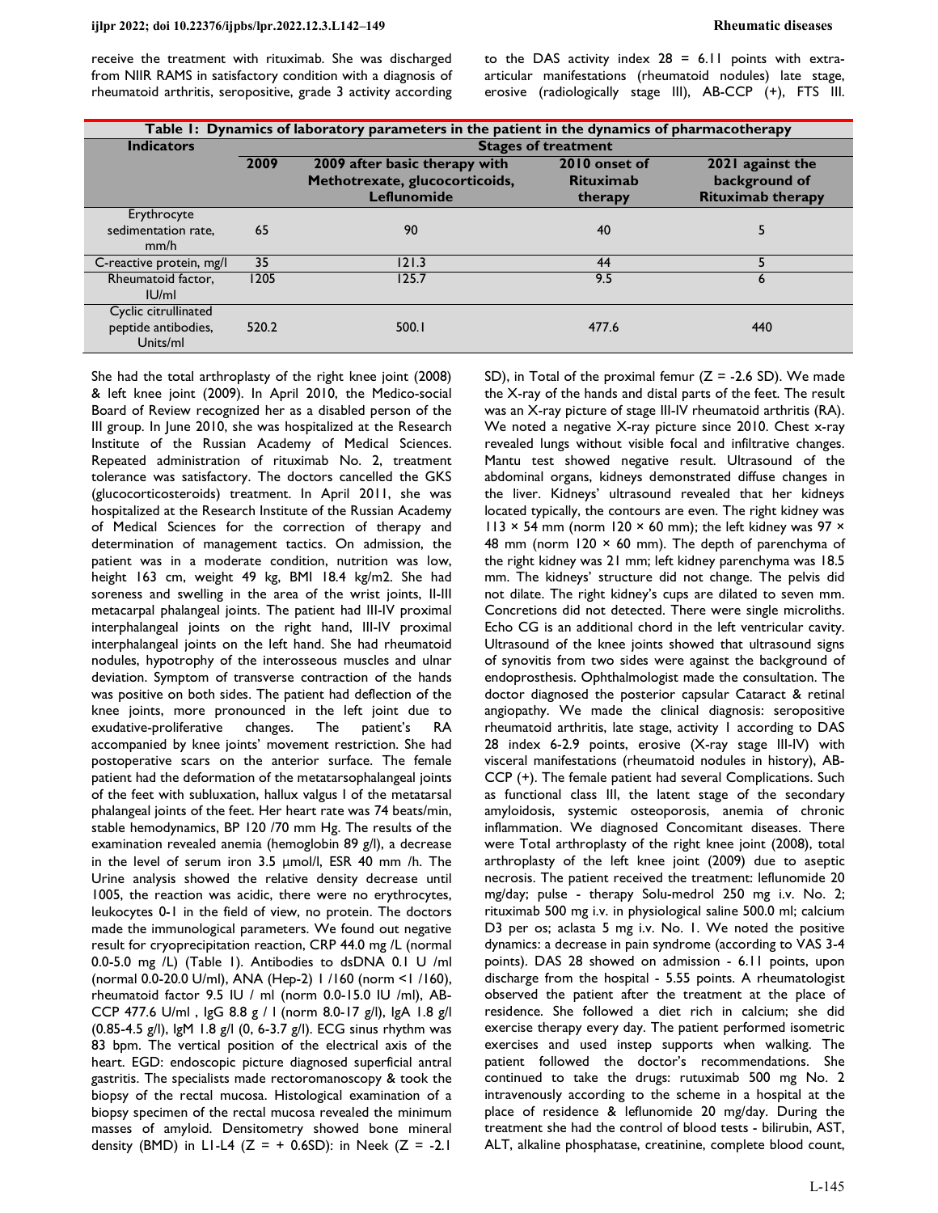receive the treatment with rituximab. She was discharged from NIIR RAMS in satisfactory condition with a diagnosis of rheumatoid arthritis, seropositive, grade 3 activity according to the DAS activity index 28 = 6.11 points with extra-articular manifestations (rheumatoid nodules) late stage, erosive (radiologically stage III), AB-CCP (+), FTS III.

**Table 1: Dynamics of laboratory parameters in the patient in the dynamics of pharmacotherapy**

| Indicators | Stages of treatment | | | |
|---|---|---|---|---|
| | 2009 | 2009 after basic therapy with Methotrexate, glucocorticoids, Leflunomide | 2010 onset of Rituximab therapy | 2021 against the background of Rituximab therapy |
| Erythrocyte sedimentation rate, mm/h | 65 | 90 | 40 | 5 |
| C-reactive protein, mg/l | 35 | 121.3 | 44 | 5 |
| Rheumatoid factor, IU/ml | 1205 | 125.7 | 9.5 | 6 |
| Cyclic citrullinated peptide antibodies, Units/ml | 520.2 | 500.1 | 477.6 | 440 |

She had the total arthroplasty of the right knee joint (2008) & left knee joint (2009). In April 2010, the Medico-social Board of Review recognized her as a disabled person of the III group. In June 2010, she was hospitalized at the Research Institute of the Russian Academy of Medical Sciences. Repeated administration of rituximab No. 2, treatment tolerance was satisfactory. The doctors cancelled the GKS (glucocorticosteroids) treatment. In April 2011, she was hospitalized at the Research Institute of the Russian Academy of Medical Sciences for the correction of therapy and determination of management tactics. On admission, the patient was in a moderate condition, nutrition was low, height 163 cm, weight 49 kg, BMI 18.4 kg/m2. She had soreness and swelling in the area of the wrist joints, II-III metacarpal phalangeal joints. The patient had III-IV proximal interphalangeal joints on the right hand, III-IV proximal interphalangeal joints on the left hand. She had rheumatoid nodules, hypotrophy of the interosseous muscles and ulnar deviation. Symptom of transverse contraction of the hands was positive on both sides. The patient had deflection of the knee joints, more pronounced in the left joint due to exudative-proliferative changes. The patient's RA accompanied by knee joints' movement restriction. She had postoperative scars on the anterior surface. The female patient had the deformation of the metatarsophalangeal joints of the feet with subluxation, hallux valgus I of the metatarsal phalangeal joints of the feet. Her heart rate was 74 beats/min, stable hemodynamics, BP 120 /70 mm Hg. The results of the examination revealed anemia (hemoglobin 89 g/l), a decrease in the level of serum iron 3.5 µmol/l, ESR 40 mm /h. The Urine analysis showed the relative density decrease until 1005, the reaction was acidic, there were no erythrocytes, leukocytes 0-1 in the field of view, no protein. The doctors made the immunological parameters. We found out negative result for cryoprecipitation reaction, CRP 44.0 mg /L (normal 0.0-5.0 mg /L) (Table 1). Antibodies to dsDNA 0.1 U /ml (normal 0.0-20.0 U/ml), ANA (Hep-2) 1 /160 (norm <1 /160), rheumatoid factor 9.5 IU / ml (norm 0.0-15.0 IU /ml), AB-CCP 477.6 U/ml , IgG 8.8 g / l (norm 8.0-17 g/l), IgA 1.8 g/l (0.85-4.5 g/l), IgM 1.8 g/l (0, 6-3.7 g/l). ECG sinus rhythm was 83 bpm. The vertical position of the electrical axis of the heart. EGD: endoscopic picture diagnosed superficial antral gastritis. The specialists made rectoromanoscopy & took the biopsy of the rectal mucosa. Histological examination of a biopsy specimen of the rectal mucosa revealed the minimum masses of amyloid. Densitometry showed bone mineral density (BMD) in L1-L4 (Z = + 0.6SD): in Neek (Z = -2.1 SD), in Total of the proximal femur (Z = -2.6 SD). We made the X-ray of the hands and distal parts of the feet. The result was an X-ray picture of stage III-IV rheumatoid arthritis (RA). We noted a negative X-ray picture since 2010. Chest x-ray revealed lungs without visible focal and infiltrative changes. Mantu test showed negative result. Ultrasound of the abdominal organs, kidneys demonstrated diffuse changes in the liver. Kidneys' ultrasound revealed that her kidneys located typically, the contours are even. The right kidney was 113 × 54 mm (norm 120 × 60 mm); the left kidney was 97 × 48 mm (norm 120 × 60 mm). The depth of parenchyma of the right kidney was 21 mm; left kidney parenchyma was 18.5 mm. The kidneys' structure did not change. The pelvis did not dilate. The right kidney's cups are dilated to seven mm. Concretions did not detected. There were single microliths. Echo CG is an additional chord in the left ventricular cavity. Ultrasound of the knee joints showed that ultrasound signs of synovitis from two sides were against the background of endoprosthesis. Ophthalmologist made the consultation. The doctor diagnosed the posterior capsular Cataract & retinal angiopathy. We made the clinical diagnosis: seropositive rheumatoid arthritis, late stage, activity I according to DAS 28 index 6-2.9 points, erosive (X-ray stage III-IV) with visceral manifestations (rheumatoid nodules in history), AB-CCP (+). The female patient had several Complications. Such as functional class III, the latent stage of the secondary amyloidosis, systemic osteoporosis, anemia of chronic inflammation. We diagnosed Concomitant diseases. There were Total arthroplasty of the right knee joint (2008), total arthroplasty of the left knee joint (2009) due to aseptic necrosis. The patient received the treatment: leflunomide 20 mg/day; pulse - therapy Solu-medrol 250 mg i.v. No. 2; rituximab 500 mg i.v. in physiological saline 500.0 ml; calcium D3 per os; aclasta 5 mg i.v. No. 1. We noted the positive dynamics: a decrease in pain syndrome (according to VAS 3-4 points). DAS 28 showed on admission - 6.11 points, upon discharge from the hospital - 5.55 points. A rheumatologist observed the patient after the treatment at the place of residence. She followed a diet rich in calcium; she did exercise therapy every day. The patient performed isometric exercises and used instep supports when walking. The patient followed the doctor's recommendations. She continued to take the drugs: rutuximab 500 mg No. 2 intravenously according to the scheme in a hospital at the place of residence & leflunomide 20 mg/day. During the treatment she had the control of blood tests - bilirubin, AST, ALT, alkaline phosphatase, creatinine, complete blood count,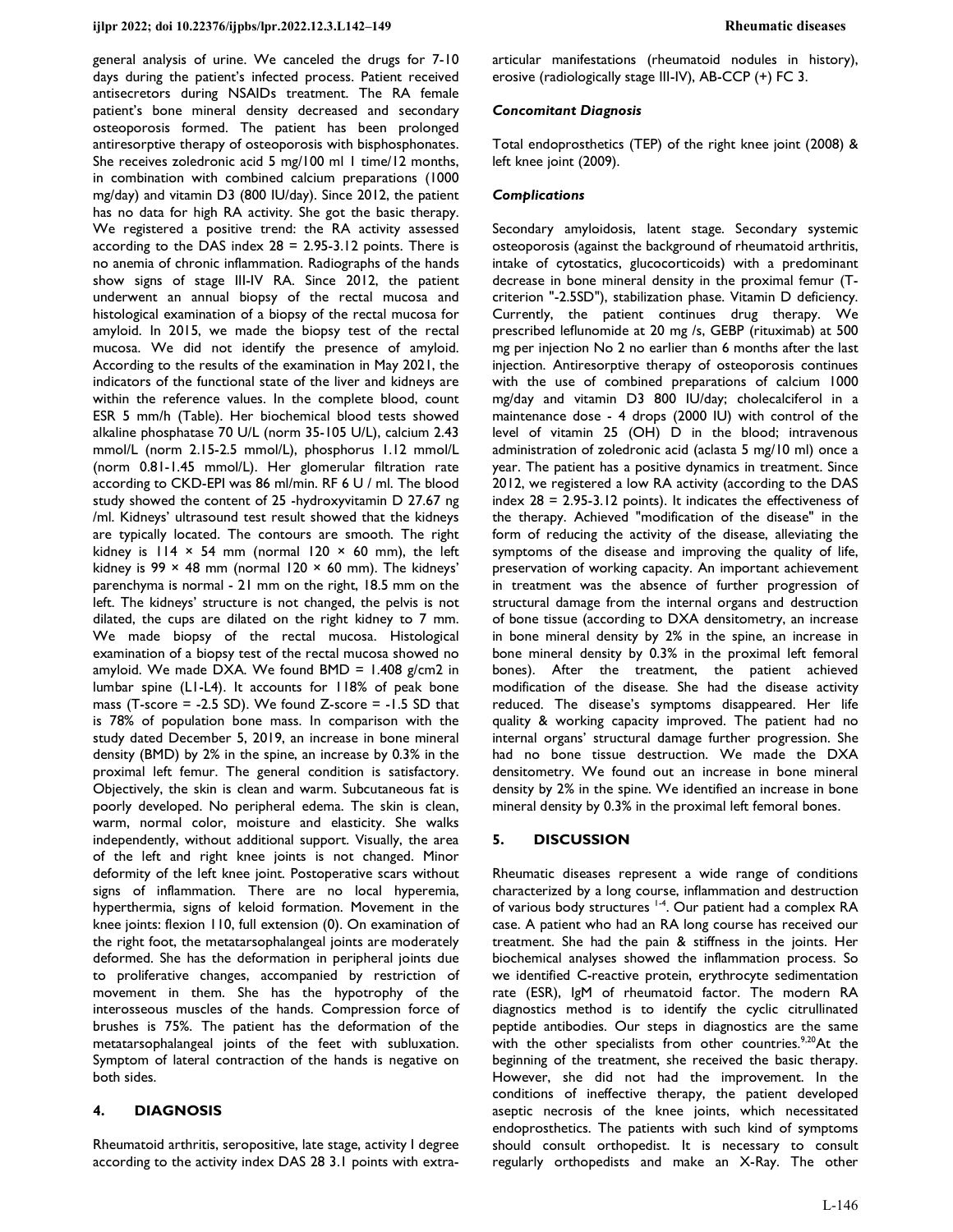general analysis of urine. We canceled the drugs for 7-10 days during the patient's infected process. Patient received antisecretors during NSAIDs treatment. The RA female patient's bone mineral density decreased and secondary osteoporosis formed. The patient has been prolonged antiresorptive therapy of osteoporosis with bisphosphonates. She receives zoledronic acid 5 mg/100 ml 1 time/12 months, in combination with combined calcium preparations (1000 mg/day) and vitamin D3 (800 IU/day). Since 2012, the patient has no data for high RA activity. She got the basic therapy. We registered a positive trend: the RA activity assessed according to the DAS index 28 = 2.95-3.12 points. There is no anemia of chronic inflammation. Radiographs of the hands show signs of stage III-IV RA. Since 2012, the patient underwent an annual biopsy of the rectal mucosa and histological examination of a biopsy of the rectal mucosa for amyloid. In 2015, we made the biopsy test of the rectal mucosa. We did not identify the presence of amyloid. According to the results of the examination in May 2021, the indicators of the functional state of the liver and kidneys are within the reference values. In the complete blood, count ESR 5 mm/h (Table). Her biochemical blood tests showed alkaline phosphatase 70 U/L (norm 35-105 U/L), calcium 2.43 mmol/L (norm 2.15-2.5 mmol/L), phosphorus 1.12 mmol/L (norm 0.81-1.45 mmol/L). Her glomerular filtration rate according to CKD-EPI was 86 ml/min. RF 6 U / ml. The blood study showed the content of 25 -hydroxyvitamin D 27.67 ng /ml. Kidneys' ultrasound test result showed that the kidneys are typically located. The contours are smooth. The right kidney is 114 × 54 mm (normal 120 × 60 mm), the left kidney is 99 × 48 mm (normal 120 × 60 mm). The kidneys' parenchyma is normal - 21 mm on the right, 18.5 mm on the left. The kidneys' structure is not changed, the pelvis is not dilated, the cups are dilated on the right kidney to 7 mm. We made biopsy of the rectal mucosa. Histological examination of a biopsy test of the rectal mucosa showed no amyloid. We made DXA. We found BMD = 1.408 g/cm2 in lumbar spine (L1-L4). It accounts for 118% of peak bone mass (T-score = -2.5 SD). We found Z-score = -1.5 SD that is 78% of population bone mass. In comparison with the study dated December 5, 2019, an increase in bone mineral density (BMD) by 2% in the spine, an increase by 0.3% in the proximal left femur. The general condition is satisfactory. Objectively, the skin is clean and warm. Subcutaneous fat is poorly developed. No peripheral edema. The skin is clean, warm, normal color, moisture and elasticity. She walks independently, without additional support. Visually, the area of the left and right knee joints is not changed. Minor deformity of the left knee joint. Postoperative scars without signs of inflammation. There are no local hyperemia, hyperthermia, signs of keloid formation. Movement in the knee joints: flexion 110, full extension (0). On examination of the right foot, the metatarsophalangeal joints are moderately deformed. She has the deformation in peripheral joints due to proliferative changes, accompanied by restriction of movement in them. She has the hypotrophy of the interosseous muscles of the hands. Compression force of brushes is 75%. The patient has the deformation of the metatarsophalangeal joints of the feet with subluxation. Symptom of lateral contraction of the hands is negative on both sides.

## 4. DIAGNOSIS

Rheumatoid arthritis, seropositive, late stage, activity I degree according to the activity index DAS 28 3.1 points with extra-articular manifestations (rheumatoid nodules in history), erosive (radiologically stage III-IV), AB-CCP (+) FC 3.

### *Concomitant Diagnosis*

Total endoprosthetics (TEP) of the right knee joint (2008) & left knee joint (2009).

### *Complications*

Secondary amyloidosis, latent stage. Secondary systemic osteoporosis (against the background of rheumatoid arthritis, intake of cytostatics, glucocorticoids) with a predominant decrease in bone mineral density in the proximal femur (T-criterion "-2.5SD"), stabilization phase. Vitamin D deficiency. Currently, the patient continues drug therapy. We prescribed leflunomide at 20 mg /s, GEBP (rituximab) at 500 mg per injection No 2 no earlier than 6 months after the last injection. Antiresorptive therapy of osteoporosis continues with the use of combined preparations of calcium 1000 mg/day and vitamin D3 800 IU/day; cholecalciferol in a maintenance dose - 4 drops (2000 IU) with control of the level of vitamin 25 (OH) D in the blood; intravenous administration of zoledronic acid (aclasta 5 mg/10 ml) once a year. The patient has a positive dynamics in treatment. Since 2012, we registered a low RA activity (according to the DAS index 28 = 2.95-3.12 points). It indicates the effectiveness of the therapy. Achieved "modification of the disease" in the form of reducing the activity of the disease, alleviating the symptoms of the disease and improving the quality of life, preservation of working capacity. An important achievement in treatment was the absence of further progression of structural damage from the internal organs and destruction of bone tissue (according to DXA densitometry, an increase in bone mineral density by 2% in the spine, an increase in bone mineral density by 0.3% in the proximal left femoral bones). After the treatment, the patient achieved modification of the disease. She had the disease activity reduced. The disease's symptoms disappeared. Her life quality & working capacity improved. The patient had no internal organs' structural damage further progression. She had no bone tissue destruction. We made the DXA densitometry. We found out an increase in bone mineral density by 2% in the spine. We identified an increase in bone mineral density by 0.3% in the proximal left femoral bones.

## 5. DISCUSSION

Rheumatic diseases represent a wide range of conditions characterized by a long course, inflammation and destruction of various body structures [1-4]. Our patient had a complex RA case. A patient who had an RA long course has received our treatment. She had the pain & stiffness in the joints. Her biochemical analyses showed the inflammation process. So we identified C-reactive protein, erythrocyte sedimentation rate (ESR), IgM of rheumatoid factor. The modern RA diagnostics method is to identify the cyclic citrullinated peptide antibodies. Our steps in diagnostics are the same with the other specialists from other countries.[9,20] At the beginning of the treatment, she received the basic therapy. However, she did not had the improvement. In the conditions of ineffective therapy, the patient developed aseptic necrosis of the knee joints, which necessitated endoprosthetics. The patients with such kind of symptoms should consult orthopedist. It is necessary to consult regularly orthopedists and make an X-Ray. The other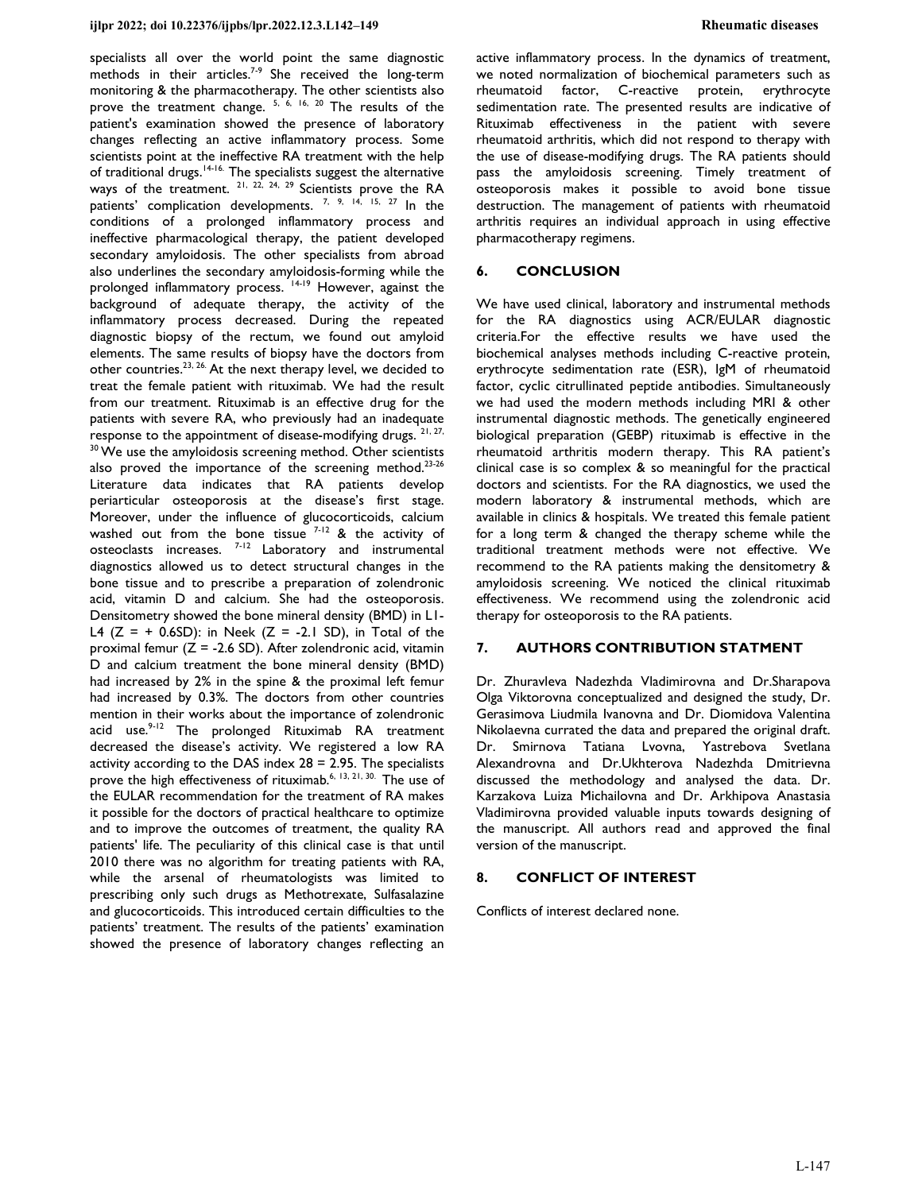specialists all over the world point the same diagnostic methods in their articles.[7-9] She received the long-term monitoring & the pharmacotherapy. The other scientists also prove the treatment change. [5, 6, 16, 20] The results of the patient's examination showed the presence of laboratory changes reflecting an active inflammatory process. Some scientists point at the ineffective RA treatment with the help of traditional drugs.[14-16] The specialists suggest the alternative ways of the treatment. [21, 22, 24, 29] Scientists prove the RA patients' complication developments. [7, 9, 14, 15, 27] In the conditions of a prolonged inflammatory process and ineffective pharmacological therapy, the patient developed secondary amyloidosis. The other specialists from abroad also underlines the secondary amyloidosis-forming while the prolonged inflammatory process. [14-19] However, against the background of adequate therapy, the activity of the inflammatory process decreased. During the repeated diagnostic biopsy of the rectum, we found out amyloid elements. The same results of biopsy have the doctors from other countries.[23, 26] At the next therapy level, we decided to treat the female patient with rituximab. We had the result from our treatment. Rituximab is an effective drug for the patients with severe RA, who previously had an inadequate response to the appointment of disease-modifying drugs. [21, 27, 30] We use the amyloidosis screening method. Other scientists also proved the importance of the screening method.[23-26] Literature data indicates that RA patients develop periarticular osteoporosis at the disease's first stage. Moreover, under the influence of glucocorticoids, calcium washed out from the bone tissue [7-12] & the activity of osteoclasts increases. [7-12] Laboratory and instrumental diagnostics allowed us to detect structural changes in the bone tissue and to prescribe a preparation of zolendronic acid, vitamin D and calcium. She had the osteoporosis. Densitometry showed the bone mineral density (BMD) in L1-L4 ($Z = + 0.6SD$): in Neek ($Z = -2.1$ SD), in Total of the proximal femur ($Z = -2.6$ SD). After zolendronic acid, vitamin D and calcium treatment the bone mineral density (BMD) had increased by 2% in the spine & the proximal left femur had increased by 0.3%. The doctors from other countries mention in their works about the importance of zolendronic acid use.[9-12] The prolonged Rituximab RA treatment decreased the disease's activity. We registered a low RA activity according to the DAS index 28 = 2.95. The specialists prove the high effectiveness of rituximab.[6, 13, 21, 30] The use of the EULAR recommendation for the treatment of RA makes it possible for the doctors of practical healthcare to optimize and to improve the outcomes of treatment, the quality RA patients' life. The peculiarity of this clinical case is that until 2010 there was no algorithm for treating patients with RA, while the arsenal of rheumatologists was limited to prescribing only such drugs as Methotrexate, Sulfasalazine and glucocorticoids. This introduced certain difficulties to the patients' treatment. The results of the patients' examination showed the presence of laboratory changes reflecting an active inflammatory process. In the dynamics of treatment, we noted normalization of biochemical parameters such as rheumatoid factor, C-reactive protein, erythrocyte sedimentation rate. The presented results are indicative of Rituximab effectiveness in the patient with severe rheumatoid arthritis, which did not respond to therapy with the use of disease-modifying drugs. The RA patients should pass the amyloidosis screening. Timely treatment of osteoporosis makes it possible to avoid bone tissue destruction. The management of patients with rheumatoid arthritis requires an individual approach in using effective pharmacotherapy regimens.

## 6. CONCLUSION

We have used clinical, laboratory and instrumental methods for the RA diagnostics using ACR/EULAR diagnostic criteria.For the effective results we have used the biochemical analyses methods including C-reactive protein, erythrocyte sedimentation rate (ESR), IgM of rheumatoid factor, cyclic citrullinated peptide antibodies. Simultaneously we had used the modern methods including MRI & other instrumental diagnostic methods. The genetically engineered biological preparation (GEBP) rituximab is effective in the rheumatoid arthritis modern therapy. This RA patient's clinical case is so complex & so meaningful for the practical doctors and scientists. For the RA diagnostics, we used the modern laboratory & instrumental methods, which are available in clinics & hospitals. We treated this female patient for a long term & changed the therapy scheme while the traditional treatment methods were not effective. We recommend to the RA patients making the densitometry & amyloidosis screening. We noticed the clinical rituximab effectiveness. We recommend using the zolendronic acid therapy for osteoporosis to the RA patients.

## 7. AUTHORS CONTRIBUTION STATMENT

Dr. Zhuravleva Nadezhda Vladimirovna and Dr.Sharapova Olga Viktorovna conceptualized and designed the study, Dr. Gerasimova Liudmila Ivanovna and Dr. Diomidova Valentina Nikolaevna currated the data and prepared the original draft. Dr. Smirnova Tatiana Lvovna, Yastrebova Svetlana Alexandrovna and Dr.Ukhterova Nadezhda Dmitrievna discussed the methodology and analysed the data. Dr. Karzakova Luiza Michailovna and Dr. Arkhipova Anastasia Vladimirovna provided valuable inputs towards designing of the manuscript. All authors read and approved the final version of the manuscript.

## 8. CONFLICT OF INTEREST

Conflicts of interest declared none.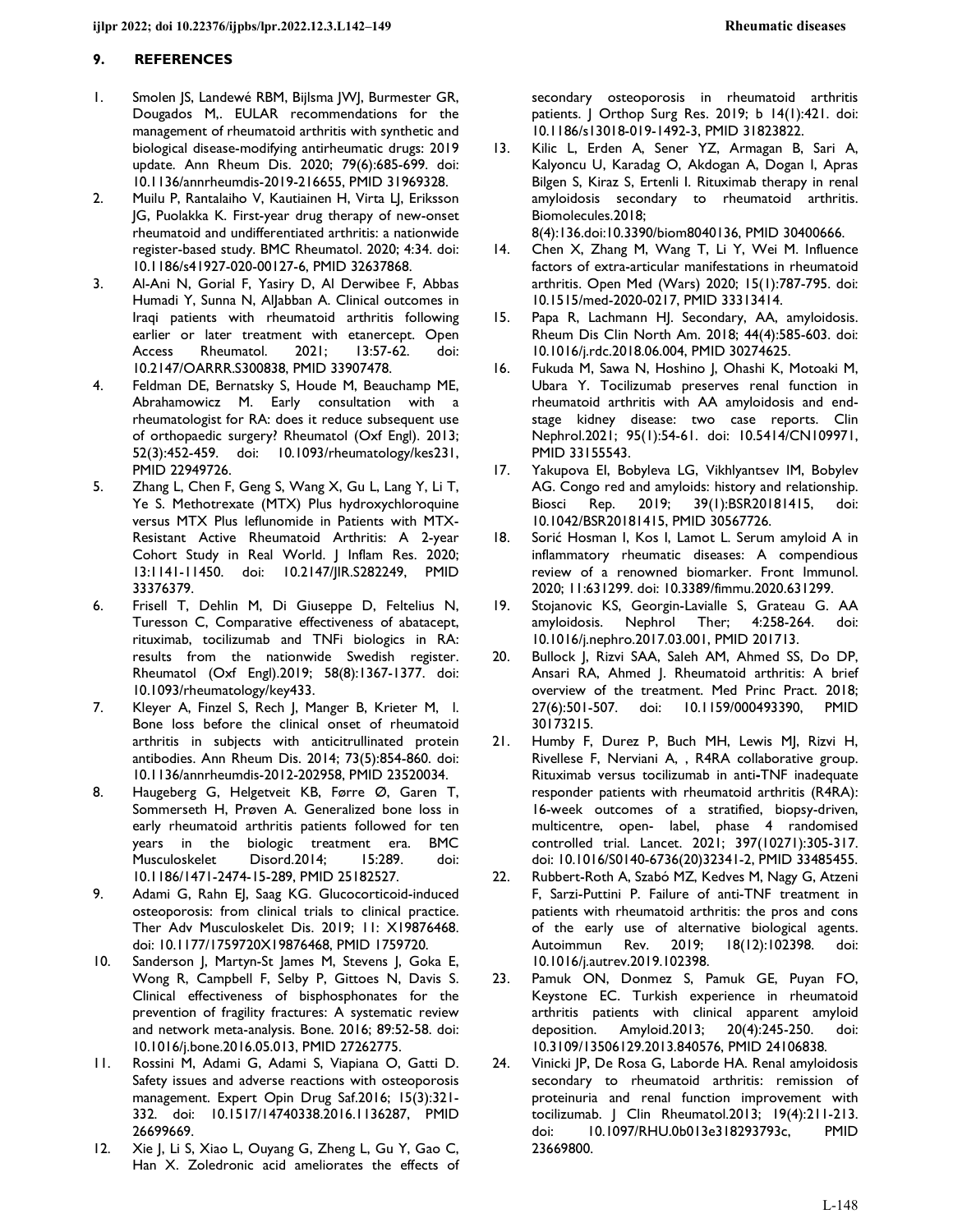## 9. REFERENCES

1. Smolen JS, Landewé RBM, Bijlsma JWJ, Burmester GR, Dougados M,. EULAR recommendations for the management of rheumatoid arthritis with synthetic and biological disease-modifying antirheumatic drugs: 2019 update. Ann Rheum Dis. 2020; 79(6):685-699. doi: 10.1136/annrheumdis-2019-216655, PMID 31969328.
2. Muilu P, Rantalaiho V, Kautiainen H, Virta LJ, Eriksson JG, Puolakka K. First-year drug therapy of new-onset rheumatoid and undifferentiated arthritis: a nationwide register-based study. BMC Rheumatol. 2020; 4:34. doi: 10.1186/s41927-020-00127-6, PMID 32637868.
3. Al-Ani N, Gorial F, Yasiry D, Al Derwibee F, Abbas Humadi Y, Sunna N, AlJabban A. Clinical outcomes in Iraqi patients with rheumatoid arthritis following earlier or later treatment with etanercept. Open Access Rheumatol. 2021; 13:57-62. doi: 10.2147/OARRR.S300838, PMID 33907478.
4. Feldman DE, Bernatsky S, Houde M, Beauchamp ME, Abrahamowicz M. Early consultation with a rheumatologist for RA: does it reduce subsequent use of orthopaedic surgery? Rheumatol (Oxf Engl). 2013; 52(3):452-459. doi: 10.1093/rheumatology/kes231, PMID 22949726.
5. Zhang L, Chen F, Geng S, Wang X, Gu L, Lang Y, Li T, Ye S. Methotrexate (MTX) Plus hydroxychloroquine versus MTX Plus leflunomide in Patients with MTX-Resistant Active Rheumatoid Arthritis: A 2-year Cohort Study in Real World. J Inflam Res. 2020; 13:1141-11450. doi: 10.2147/JIR.S282249, PMID 33376379.
6. Frisell T, Dehlin M, Di Giuseppe D, Feltelius N, Turesson C, Comparative effectiveness of abatacept, rituximab, tocilizumab and TNFi biologics in RA: results from the nationwide Swedish register. Rheumatol (Oxf Engl).2019; 58(8):1367-1377. doi: 10.1093/rheumatology/key433.
7. Kleyer A, Finzel S, Rech J, Manger B, Krieter M, I. Bone loss before the clinical onset of rheumatoid arthritis in subjects with anticitrullinated protein antibodies. Ann Rheum Dis. 2014; 73(5):854-860. doi: 10.1136/annrheumdis-2012-202958, PMID 23520034.
8. Haugeberg G, Helgetveit KB, Førre Ø, Garen T, Sommerseth H, Prøven A. Generalized bone loss in early rheumatoid arthritis patients followed for ten years in the biologic treatment era. BMC Musculoskelet Disord.2014; 15:289. doi: 10.1186/1471-2474-15-289, PMID 25182527.
9. Adami G, Rahn EJ, Saag KG. Glucocorticoid-induced osteoporosis: from clinical trials to clinical practice. Ther Adv Musculoskelet Dis. 2019; 11: X19876468. doi: 10.1177/1759720X19876468, PMID 1759720.
10. Sanderson J, Martyn-St James M, Stevens J, Goka E, Wong R, Campbell F, Selby P, Gittoes N, Davis S. Clinical effectiveness of bisphosphonates for the prevention of fragility fractures: A systematic review and network meta-analysis. Bone. 2016; 89:52-58. doi: 10.1016/j.bone.2016.05.013, PMID 27262775.
11. Rossini M, Adami G, Adami S, Viapiana O, Gatti D. Safety issues and adverse reactions with osteoporosis management. Expert Opin Drug Saf.2016; 15(3):321-332. doi: 10.1517/14740338.2016.1136287, PMID 26699669.
12. Xie J, Li S, Xiao L, Ouyang G, Zheng L, Gu Y, Gao C, Han X. Zoledronic acid ameliorates the effects of secondary osteoporosis in rheumatoid arthritis patients. J Orthop Surg Res. 2019; b 14(1):421. doi: 10.1186/s13018-019-1492-3, PMID 31823822.
13. Kilic L, Erden A, Sener YZ, Armagan B, Sari A, Kalyoncu U, Karadag O, Akdogan A, Dogan I, Apras Bilgen S, Kiraz S, Ertenli I. Rituximab therapy in renal amyloidosis secondary to rheumatoid arthritis. Biomolecules.2018; 8(4):136.doi:10.3390/biom8040136, PMID 30400666.
14. Chen X, Zhang M, Wang T, Li Y, Wei M. Influence factors of extra-articular manifestations in rheumatoid arthritis. Open Med (Wars) 2020; 15(1):787-795. doi: 10.1515/med-2020-0217, PMID 33313414.
15. Papa R, Lachmann HJ. Secondary, AA, amyloidosis. Rheum Dis Clin North Am. 2018; 44(4):585-603. doi: 10.1016/j.rdc.2018.06.004, PMID 30274625.
16. Fukuda M, Sawa N, Hoshino J, Ohashi K, Motoaki M, Ubara Y. Tocilizumab preserves renal function in rheumatoid arthritis with AA amyloidosis and end-stage kidney disease: two case reports. Clin Nephrol.2021; 95(1):54-61. doi: 10.5414/CN109971, PMID 33155543.
17. Yakupova EI, Bobyleva LG, Vikhlyantsev IM, Bobylev AG. Congo red and amyloids: history and relationship. Biosci Rep. 2019; 39(1):BSR20181415, doi: 10.1042/BSR20181415, PMID 30567726.
18. Sorić Hosman I, Kos I, Lamot L. Serum amyloid A in inflammatory rheumatic diseases: A compendious review of a renowned biomarker. Front Immunol. 2020; 11:631299. doi: 10.3389/fimmu.2020.631299.
19. Stojanovic KS, Georgin-Lavialle S, Grateau G. AA amyloidosis. Nephrol Ther; 4:258-264. doi: 10.1016/j.nephro.2017.03.001, PMID 201713.
20. Bullock J, Rizvi SAA, Saleh AM, Ahmed SS, Do DP, Ansari RA, Ahmed J. Rheumatoid arthritis: A brief overview of the treatment. Med Princ Pract. 2018; 27(6):501-507. doi: 10.1159/000493390, PMID 30173215.
21. Humby F, Durez P, Buch MH, Lewis MJ, Rizvi H, Rivellese F, Nerviani A, , R4RA collaborative group. Rituximab versus tocilizumab in anti-TNF inadequate responder patients with rheumatoid arthritis (R4RA): 16-week outcomes of a stratified, biopsy-driven, multicentre, open- label, phase 4 randomised controlled trial. Lancet. 2021; 397(10271):305-317. doi: 10.1016/S0140-6736(20)32341-2, PMID 33485455.
22. Rubbert-Roth A, Szabó MZ, Kedves M, Nagy G, Atzeni F, Sarzi-Puttini P. Failure of anti-TNF treatment in patients with rheumatoid arthritis: the pros and cons of the early use of alternative biological agents. Autoimmun Rev. 2019; 18(12):102398. doi: 10.1016/j.autrev.2019.102398.
23. Pamuk ON, Donmez S, Pamuk GE, Puyan FO, Keystone EC. Turkish experience in rheumatoid arthritis patients with clinical apparent amyloid deposition. Amyloid.2013; 20(4):245-250. doi: 10.3109/13506129.2013.840576, PMID 24106838.
24. Vinicki JP, De Rosa G, Laborde HA. Renal amyloidosis secondary to rheumatoid arthritis: remission of proteinuria and renal function improvement with tocilizumab. J Clin Rheumatol.2013; 19(4):211-213. doi: 10.1097/RHU.0b013e318293793c, PMID 23669800.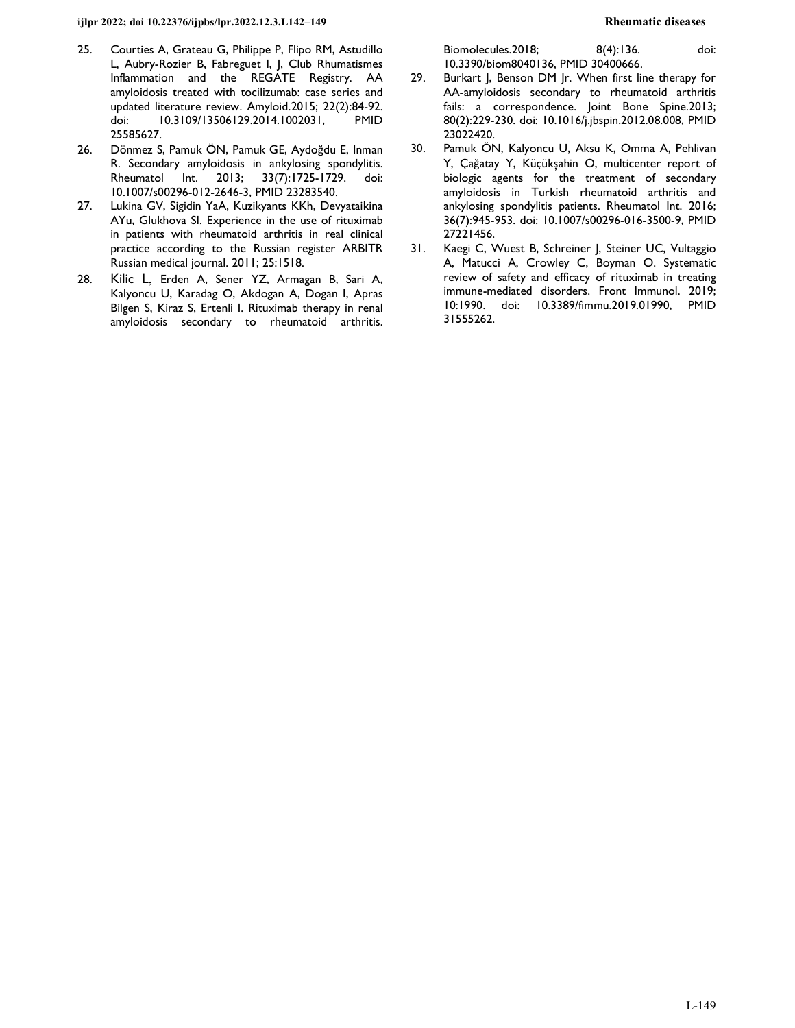25. Courties A, Grateau G, Philippe P, Flipo RM, Astudillo L, Aubry-Rozier B, Fabreguet I, J, Club Rhumatismes Inflammation and the REGATE Registry. AA amyloidosis treated with tocilizumab: case series and updated literature review. Amyloid.2015; 22(2):84-92. doi: 10.3109/13506129.2014.1002031, PMID 25585627.
26. Dönmez S, Pamuk ÖN, Pamuk GE, Aydoğdu E, Inman R. Secondary amyloidosis in ankylosing spondylitis. Rheumatol Int. 2013; 33(7):1725-1729. doi: 10.1007/s00296-012-2646-3, PMID 23283540.
27. Lukina GV, Sigidin YaA, Kuzikyants KKh, Devyataikina AYu, Glukhova SI. Experience in the use of rituximab in patients with rheumatoid arthritis in real clinical practice according to the Russian register ARBITR Russian medical journal. 2011; 25:1518.
28. Kilic L, Erden A, Sener YZ, Armagan B, Sari A, Kalyoncu U, Karadag O, Akdogan A, Dogan I, Apras Bilgen S, Kiraz S, Ertenli I. Rituximab therapy in renal amyloidosis secondary to rheumatoid arthritis. Biomolecules.2018; 8(4):136. doi: 10.3390/biom8040136, PMID 30400666.
29. Burkart J, Benson DM Jr. When first line therapy for AA-amyloidosis secondary to rheumatoid arthritis fails: a correspondence. Joint Bone Spine.2013; 80(2):229-230. doi: 10.1016/j.jbspin.2012.08.008, PMID 23022420.
30. Pamuk ÖN, Kalyoncu U, Aksu K, Omma A, Pehlivan Y, Çağatay Y, Küçükşahin O, multicenter report of biologic agents for the treatment of secondary amyloidosis in Turkish rheumatoid arthritis and ankylosing spondylitis patients. Rheumatol Int. 2016; 36(7):945-953. doi: 10.1007/s00296-016-3500-9, PMID 27221456.
31. Kaegi C, Wuest B, Schreiner J, Steiner UC, Vultaggio A, Matucci A, Crowley C, Boyman O. Systematic review of safety and efficacy of rituximab in treating immune-mediated disorders. Front Immunol. 2019; 10:1990. doi: 10.3389/fimmu.2019.01990, PMID 31555262.